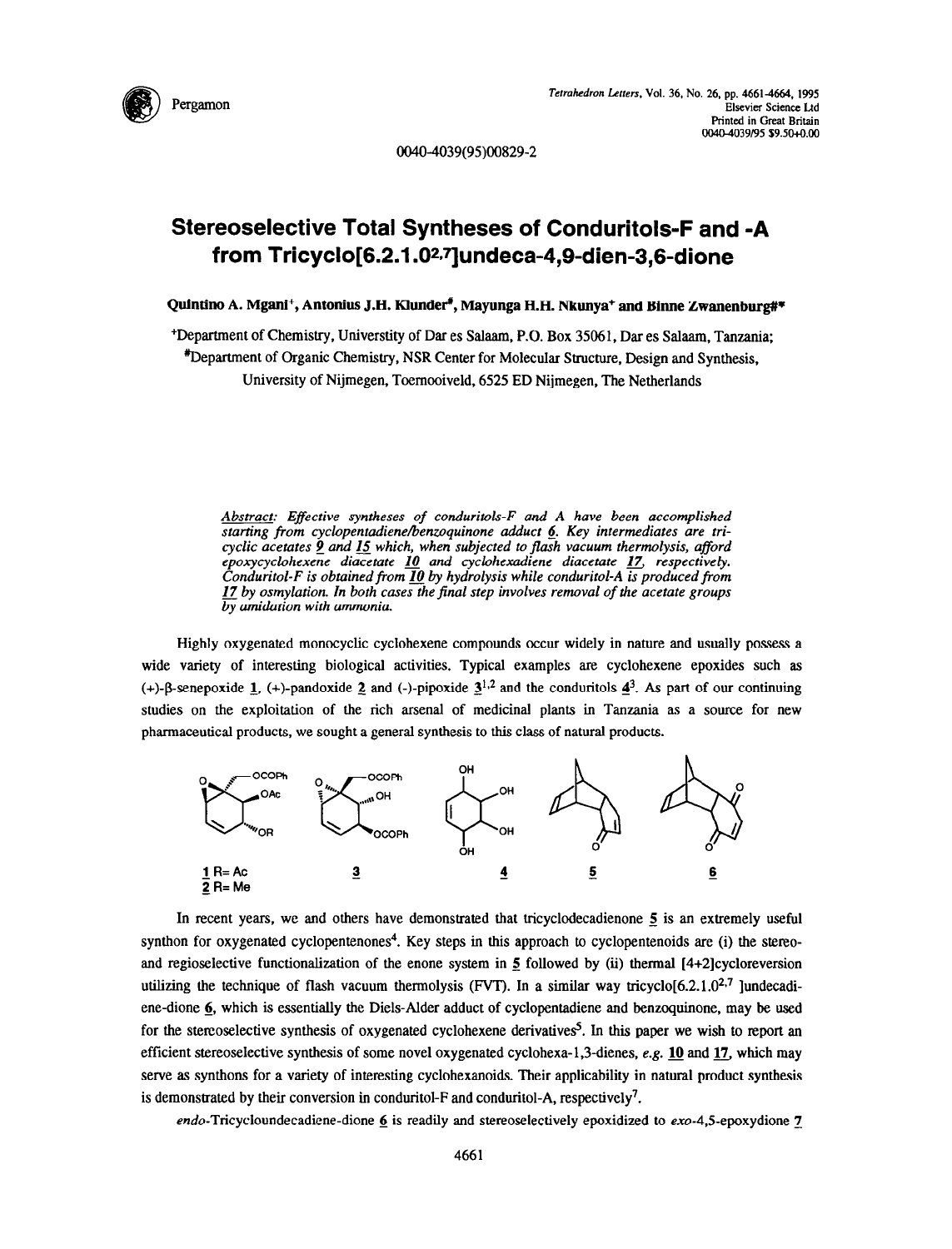# Stereoselective Total Syntheses of Conduritols-F and -A from Tricyclo[6.2.1.0$^{2,7}$]undeca-4,9-dien-3,6-dione

**Quintino A. Mgani[+], Antonius J.H. Klunder[#], Mayunga H.H. Nkunya[+] and Binne Zwanenburg[#]***

[+]Department of Chemistry, Universtity of Dar es Salaam, P.O. Box 35061, Dar es Salaam, Tanzania;
[#]Department of Organic Chemistry, NSR Center for Molecular Structure, Design and Synthesis, University of Nijmegen, Toernooiveld, 6525 ED Nijmegen, The Netherlands

*Abstract: Effective syntheses of conduritols-F and A have been accomplished starting from cyclopentadiene/benzoquinone adduct* **6**. *Key intermediates are tricyclic acetates* **9** *and* **15** *which, when subjected to flash vacuum thermolysis, afford epoxycyclohexene diacetate* **10** *and cyclohexadiene diacetate* **17**, *respectively. Conduritol-F is obtained from* **10** *by hydrolysis while conduritol-A is produced from* **17** *by osmylation. In both cases the final step involves removal of the acetate groups by amidation with ammonia.*

Highly oxygenated monocyclic cyclohexene compounds occur widely in nature and usually possess a wide variety of interesting biological activities. Typical examples are cyclohexene epoxides such as (+)-β-senepoxide **1**, (+)-pandoxide **2** and (-)-pipoxide **3**[1,2] and the conduritols **4**[3]. As part of our continuing studies on the exploitation of the rich arsenal of medicinal plants in Tanzania as a source for new pharmaceutical products, we sought a general synthesis to this class of natural products.

**1** R= Ac
**2** R= Me
**3** **4** **5** **6**

In recent years, we and others have demonstrated that tricyclodecadienone **5** is an extremely useful synthon for oxygenated cyclopentenones[4]. Key steps in this approach to cyclopentenoids are (i) the stereo- and regioselective functionalization of the enone system in **5** followed by (ii) thermal [4+2]cycloreversion utilizing the technique of flash vacuum thermolysis (FVT). In a similar way tricyclo[6.2.1.0$^{2,7}$]undecadiene-dione **6**, which is essentially the Diels-Alder adduct of cyclopentadiene and benzoquinone, may be used for the stereoselective synthesis of oxygenated cyclohexene derivatives[5]. In this paper we wish to report an efficient stereoselective synthesis of some novel oxygenated cyclohexa-1,3-dienes, *e.g.* **10** and **17**, which may serve as synthons for a variety of interesting cyclohexanoids. Their applicability in natural product synthesis is demonstrated by their conversion in conduritol-F and conduritol-A, respectively[7].

*endo*-Tricycloundecadiene-dione **6** is readily and stereoselectively epoxidized to *exo*-4,5-epoxydione **7**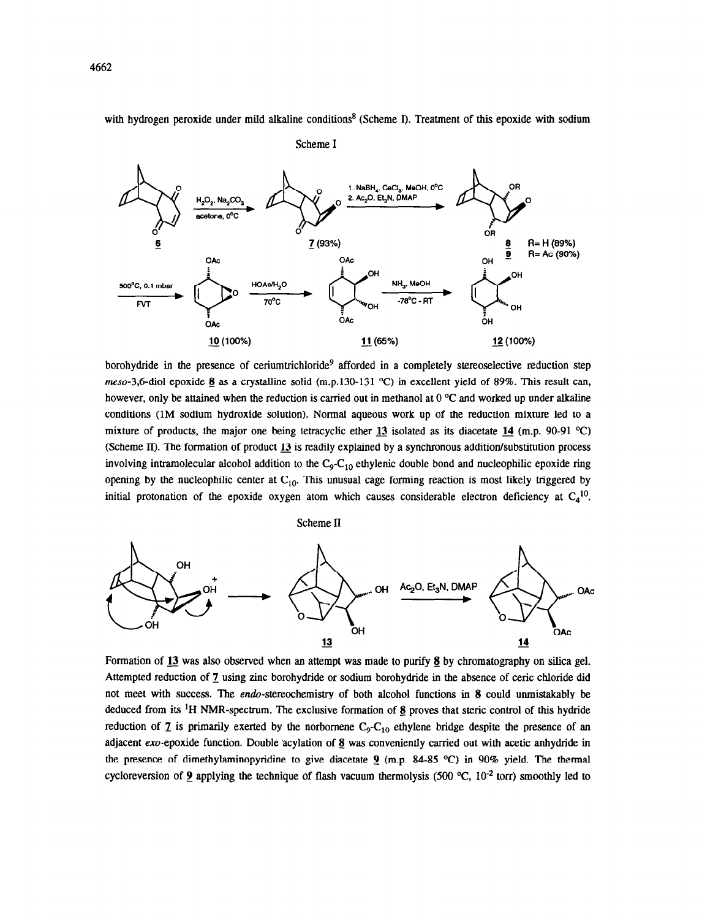with hydrogen peroxide under mild alkaline conditions[8] (Scheme I). Treatment of this epoxide with sodium

Scheme I

borohydride in the presence of ceriumtrichloride[9] afforded in a completely stereoselective reduction step *meso*-3,6-diol epoxide **8** as a crystalline solid (m.p.130-131 °C) in excellent yield of 89%. This result can, however, only be attained when the reduction is carried out in methanol at 0 °C and worked up under alkaline conditions (1M sodium hydroxide solution). Normal aqueous work up of the reduction mixture led to a mixture of products, the major one being tetracyclic ether **13** isolated as its diacetate **14** (m.p. 90-91 °C) (Scheme II). The formation of product **13** is readily explained by a synchronous addition/substitution process involving intramolecular alcohol addition to the $C_9$-$C_{10}$ ethylenic double bond and nucleophilic epoxide ring opening by the nucleophilic center at $C_{10}$. This unusual cage forming reaction is most likely triggered by initial protonation of the epoxide oxygen atom which causes considerable electron deficiency at $C_4$[10].

Scheme II

Formation of **13** was also observed when an attempt was made to purify **8** by chromatography on silica gel. Attempted reduction of **7** using zinc borohydride or sodium borohydride in the absence of ceric chloride did not meet with success. The *endo*-stereochemistry of both alcohol functions in **8** could unmistakably be deduced from its $^1$H NMR-spectrum. The exclusive formation of **8** proves that steric control of this hydride reduction of **7** is primarily exerted by the norbornene $C_9$-$C_{10}$ ethylene bridge despite the presence of an adjacent *exo*-epoxide function. Double acylation of **8** was conveniently carried out with acetic anhydride in the presence of dimethylaminopyridine to give diacetate **9** (m.p. 84-85 °C) in 90% yield. The thermal cycloreversion of **9** applying the technique of flash vacuum thermolysis (500 °C, $10^{-2}$ torr) smoothly led to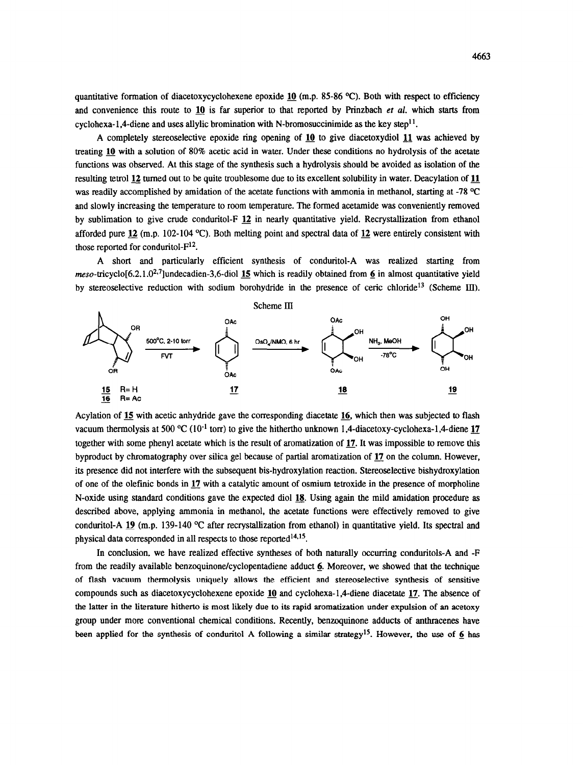quantitative formation of diacetoxycyclohexene epoxide **10** (m.p. 85-86 °C). Both with respect to efficiency and convenience this route to **10** is far superior to that reported by Prinzbach *et al.* which starts from cyclohexa-1,4-diene and uses allylic bromination with N-bromosuccinimide as the key step[11].

A completely stereoselective epoxide ring opening of **10** to give diacetoxydiol **11** was achieved by treating **10** with a solution of 80% acetic acid in water. Under these conditions no hydrolysis of the acetate functions was observed. At this stage of the synthesis such a hydrolysis should be avoided as isolation of the resulting tetrol **12** turned out to be quite troublesome due to its excellent solubility in water. Deacylation of **11** was readily accomplished by amidation of the acetate functions with ammonia in methanol, starting at -78 °C and slowly increasing the temperature to room temperature. The formed acetamide was conveniently removed by sublimation to give crude conduritol-F **12** in nearly quantitative yield. Recrystallization from ethanol afforded pure **12** (m.p. 102-104 °C). Both melting point and spectral data of **12** were entirely consistent with those reported for conduritol-F[12].

A short and particularly efficient synthesis of conduritol-A was realized starting from *meso*-tricyclo[6.2.1.0$^{2,7}$]undecadien-3,6-diol **15** which is readily obtained from **6** in almost quantitative yield by stereoselective reduction with sodium borohydride in the presence of ceric chloride[13] (Scheme III).

Scheme III

15 R= H; 16 R= Ac → (500°C, 2-10 torr, FVT) → 17 → ($OsO_4$/NMO, 6 hr) → 18 → ($NH_3$, MeOH, -78°C) → 19

Acylation of **15** with acetic anhydride gave the corresponding diacetate **16**, which then was subjected to flash vacuum thermolysis at 500 °C ($10^{-1}$ torr) to give the hithertho unknown 1,4-diacetoxy-cyclohexa-1,4-diene **17** together with some phenyl acetate which is the result of aromatization of **17**. It was impossible to remove this byproduct by chromatography over silica gel because of partial aromatization of **17** on the column. However, its presence did not interfere with the subsequent bis-hydroxylation reaction. Stereoselective bishydroxylation of one of the olefinic bonds in **17** with a catalytic amount of osmium tetroxide in the presence of morpholine N-oxide using standard conditions gave the expected diol **18**. Using again the mild amidation procedure as described above, applying ammonia in methanol, the acetate functions were effectively removed to give conduritol-A **19** (m.p. 139-140 °C after recrystallization from ethanol) in quantitative yield. Its spectral and physical data corresponded in all respects to those reported[14,15].

In conclusion, we have realized effective syntheses of both naturally occurring conduritols-A and -F from the readily available benzoquinone/cyclopentadiene adduct **6**. Moreover, we showed that the technique of flash vacuum thermolysis uniquely allows the efficient and stereoselective synthesis of sensitive compounds such as diacetoxycyclohexene epoxide **10** and cyclohexa-1,4-diene diacetate **17**. The absence of the latter in the literature hitherto is most likely due to its rapid aromatization under expulsion of an acetoxy group under more conventional chemical conditions. Recently, benzoquinone adducts of anthracenes have been applied for the synthesis of conduritol A following a similar strategy[15]. However, the use of **6** has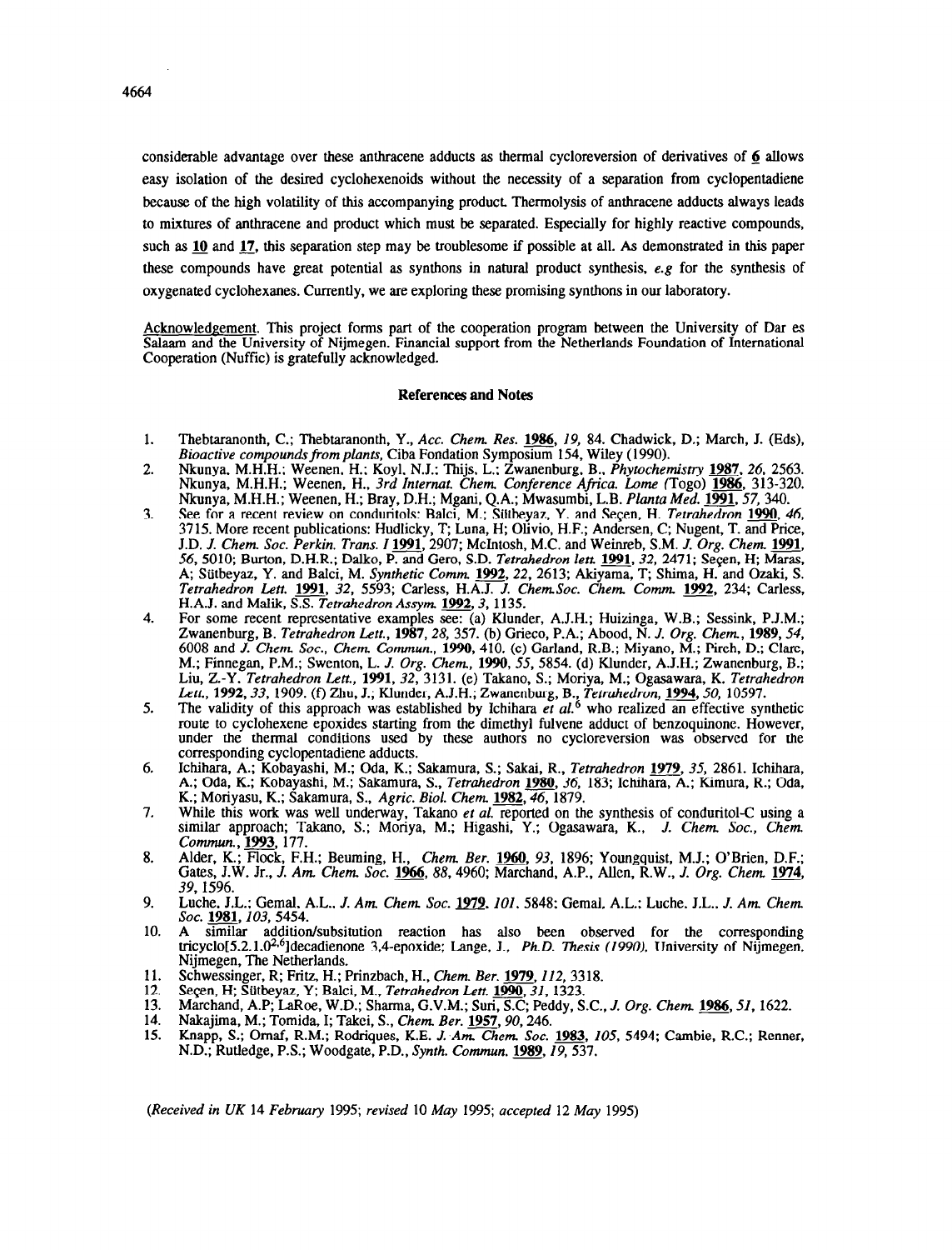considerable advantage over these anthracene adducts as thermal cycloreversion of derivatives of 6 allows easy isolation of the desired cyclohexenoids without the necessity of a separation from cyclopentadiene because of the high volatility of this accompanying product. Thermolysis of anthracene adducts always leads to mixtures of anthracene and product which must be separated. Especially for highly reactive compounds, such as 10 and 17, this separation step may be troublesome if possible at all. As demonstrated in this paper these compounds have great potential as synthons in natural product synthesis, *e.g* for the synthesis of oxygenated cyclohexanes. Currently, we are exploring these promising synthons in our laboratory.

Acknowledgement. This project forms part of the cooperation program between the University of Dar es Salaam and the University of Nijmegen. Financial support from the Netherlands Foundation of International Cooperation (Nuffic) is gratefully acknowledged.

## References and Notes

1. Thebtaranonth, C.; Thebtaranonth, Y., *Acc. Chem. Res.* **1986**, *19*, 84. Chadwick, D.; March, J. (Eds), *Bioactive compounds from plants*, Ciba Fondation Symposium 154, Wiley (1990).
2. Nkunya, M.H.H.; Weenen, H.; Koyl, N.J.; Thijs, L.; Zwanenburg, B., *Phytochemistry* **1987**, *26*, 2563. Nkunya, M.H.H.; Weenen, H., *3rd Internat. Chem. Conference Africa. Lome* (Togo) **1986**, 313-320. Nkunya, M.H.H.; Weenen, H.; Bray, D.H.; Mgani, Q.A.; Mwasumbi, L.B. *Planta Med.* **1991**, *57*, 340.
3. See for a recent review on conduritols: Balci, M.; Sütbeyaz, Y. and Seçen, H. *Tetrahedron* **1990**, *46*, 3715. More recent publications: Hudlicky, T; Luna, H; Olivio, H.F.; Andersen, C; Nugent, T. and Price, J.D. *J. Chem. Soc. Perkin. Trans. I* **1991**, 2907; McIntosh, M.C. and Weinreb, S.M. *J. Org. Chem.* **1991**, *56*, 5010; Burton, D.H.R.; Dalko, P. and Gero, S.D. *Tetrahedron lett.* **1991**, *32*, 2471; Seçen, H; Maras, A; Sütbeyaz, Y. and Balci, M. *Synthetic Comm.* **1992**, *22*, 2613; Akiyama, T; Shima, H. and Ozaki, S. *Tetrahedron Lett.* **1991**, *32*, 5593; Carless, H.A.J. *J. Chem.Soc. Chem. Comm.* **1992**, 234; Carless, H.A.J. and Malik, S.S. *Tetrahedron Assym.* **1992**, *3*, 1135.
4. For some recent representative examples see: (a) Klunder, A.J.H.; Huizinga, W.B.; Sessink, P.J.M.; Zwanenburg, B. *Tetrahedron Lett.*, **1987**, *28*, 357. (b) Grieco, P.A.; Abood, N. *J. Org. Chem.*, **1989**, *54*, 6008 and *J. Chem. Soc., Chem. Commun.*, **1990**, 410. (c) Garland, R.B.; Miyano, M.; Pirch, D.; Clarc, M.; Finnegan, P.M.; Swenton, L. *J. Org. Chem.*, **1990**, *55*, 5854. (d) Klunder, A.J.H.; Zwanenburg, B.; Liu, Z.-Y. *Tetrahedron Lett.*, **1991**, *32*, 3131. (e) Takano, S.; Moriya, M.; Ogasawara, K. *Tetrahedron Lett.*, **1992**, *33*, 1909. (f) Zhu, J.; Klunder, A.J.H.; Zwanenburg, B., *Tetrahedron*, **1994**, *50*, 10597.
5. The validity of this approach was established by Ichihara *et al.*[6] who realized an effective synthetic route to cyclohexene epoxides starting from the dimethyl fulvene adduct of benzoquinone. However, under the thermal conditions used by these authors no cycloreversion was observed for the corresponding cyclopentadiene adducts.
6. Ichihara, A.; Kobayashi, M.; Oda, K.; Sakamura, S.; Sakai, R., *Tetrahedron* **1979**, *35*, 2861. Ichihara, A.; Oda, K.; Kobayashi, M.; Sakamura, S., *Tetrahedron* **1980**, *36*, 183; Ichihara, A.; Kimura, R.; Oda, K.; Moriyasu, K.; Sakamura, S., *Agric. Biol. Chem.* **1982**, *46*, 1879.
7. While this work was well underway, Takano *et al.* reported on the synthesis of conduritol-C using a similar approach; Takano, S.; Moriya, M.; Higashi, Y.; Ogasawara, K., *J. Chem. Soc., Chem. Commun.*, **1993**, 177.
8. Alder, K.; Flock, F.H.; Beuming, H., *Chem. Ber.* **1960**, *93*, 1896; Youngquist, M.J.; O'Brien, D.F.; Gates, J.W. Jr., *J. Am. Chem. Soc.* **1966**, *88*, 4960; Marchand, A.P., Allen, R.W., *J. Org. Chem.* **1974**, *39*, 1596.
9. Luche, J.L.; Gemal, A.L., *J. Am. Chem. Soc.* **1979**, *101*, 5848; Gemal, A.L.; Luche, J.L., *J. Am. Chem. Soc.* **1981**, *103*, 5454.
10. A similar addition/subsitution reaction has also been observed for the corresponding tricyclo[5.2.1.0$^{2,6}$]decadienone 3,4-epoxide; Lange, J., *Ph.D. Thesis (1990)*, University of Nijmegen, Nijmegen, The Netherlands.
11. Schwessinger, R; Fritz, H.; Prinzbach, H., *Chem. Ber.* **1979**, *112*, 3318.
12. Seçen, H; Sütbeyaz, Y; Balci, M., *Tetrahedron Lett.* **1990**, *31*, 1323.
13. Marchand, A.P; LaRoe, W.D.; Sharma, G.V.M.; Suri, S.C; Peddy, S.C., *J. Org. Chem.* **1986**, *51*, 1622.
14. Nakajima, M.; Tomida, I; Takei, S., *Chem. Ber.* **1957**, *90*, 246.
15. Knapp, S.; Ornaf, R.M.; Rodriques, K.E. *J. Am. Chem. Soc.* **1983**, *105*, 5494; Cambie, R.C.; Renner, N.D.; Rutledge, P.S.; Woodgate, P.D., *Synth. Commun.* **1989**, *19*, 537.

*(Received in UK 14 February 1995; revised 10 May 1995; accepted 12 May 1995)*